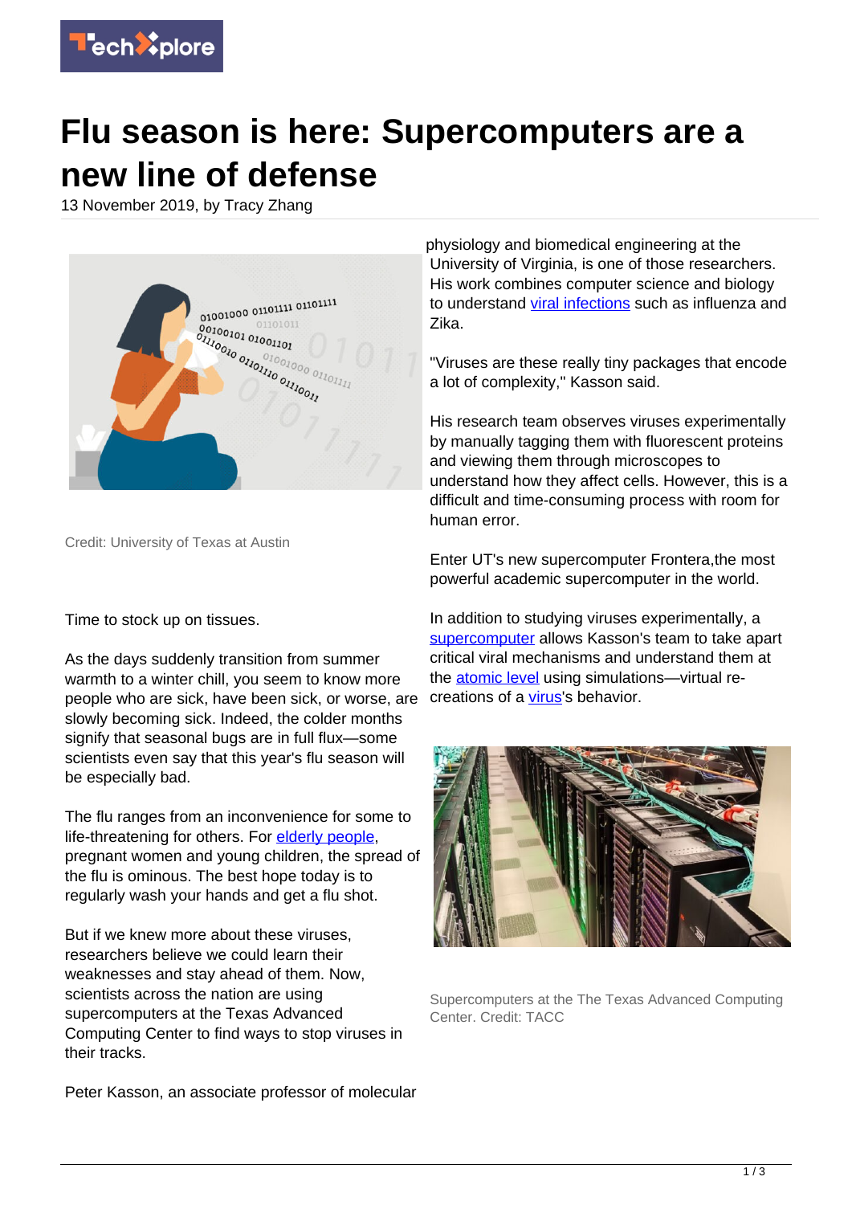# Flu season is here: Supercomputers are a new line of defense

13 November 2019, by Tracy Zhang

Credit: University of Texas at Austin

Time to stock up on tissues.

As the days suddenly transition from summer warmth to a winter chill, you seem to know more people who are sick, have been sick, or worse, are slowly becoming sick. Indeed, the colder months signify that seasonal bugs are in full flux—some scientists even say that this year's flu season will be especially bad.

The flu ranges from an inconvenience for some to life-threatening for others. For elderly people, pregnant women and young children, the spread of the flu is ominous. The best hope today is to regularly wash your hands and get a flu shot.

But if we knew more about these viruses, researchers believe we could learn their weaknesses and stay ahead of them. Now, scientists across the nation are using supercomputers at the Texas Advanced Computing Center to find ways to stop viruses in their tracks.

Peter Kasson, an associate professor of molecular physiology and biomedical engineering at the University of Virginia, is one of those researchers. His work combines computer science and biology to understand viral infections such as influenza and Zika.

"Viruses are these really tiny packages that encode a lot of complexity," Kasson said.

His research team observes viruses experimentally by manually tagging them with fluorescent proteins and viewing them through microscopes to understand how they affect cells. However, this is a difficult and time-consuming process with room for human error.

Enter UT's new supercomputer Frontera,the most powerful academic supercomputer in the world.

In addition to studying viruses experimentally, a supercomputer allows Kasson's team to take apart critical viral mechanisms and understand them at the atomic level using simulations—virtual re-creations of a virus's behavior.

Supercomputers at the The Texas Advanced Computing Center. Credit: TACC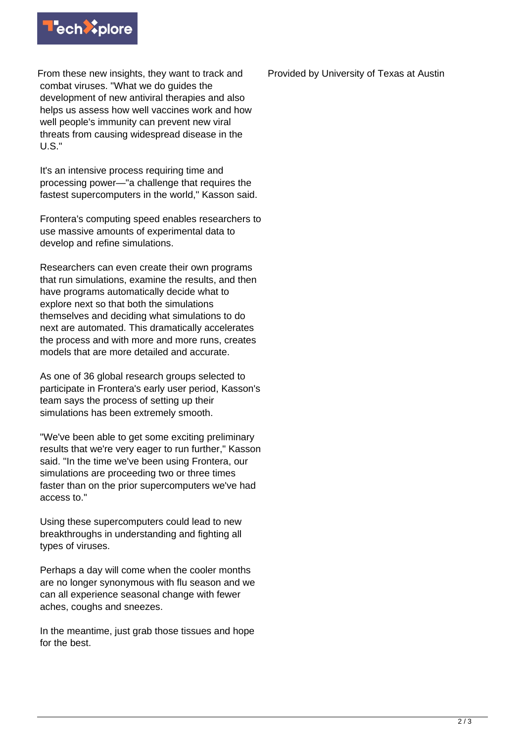From these new insights, they want to track and combat viruses. "What we do guides the development of new antiviral therapies and also helps us assess how well vaccines work and how well people's immunity can prevent new viral threats from causing widespread disease in the U.S."

It's an intensive process requiring time and processing power—"a challenge that requires the fastest supercomputers in the world," Kasson said.

Frontera's computing speed enables researchers to use massive amounts of experimental data to develop and refine simulations.

Researchers can even create their own programs that run simulations, examine the results, and then have programs automatically decide what to explore next so that both the simulations themselves and deciding what simulations to do next are automated. This dramatically accelerates the process and with more and more runs, creates models that are more detailed and accurate.

As one of 36 global research groups selected to participate in Frontera's early user period, Kasson's team says the process of setting up their simulations has been extremely smooth.

"We've been able to get some exciting preliminary results that we're very eager to run further," Kasson said. "In the time we've been using Frontera, our simulations are proceeding two or three times faster than on the prior supercomputers we've had access to."

Using these supercomputers could lead to new breakthroughs in understanding and fighting all types of viruses.

Perhaps a day will come when the cooler months are no longer synonymous with flu season and we can all experience seasonal change with fewer aches, coughs and sneezes.

In the meantime, just grab those tissues and hope for the best.

Provided by University of Texas at Austin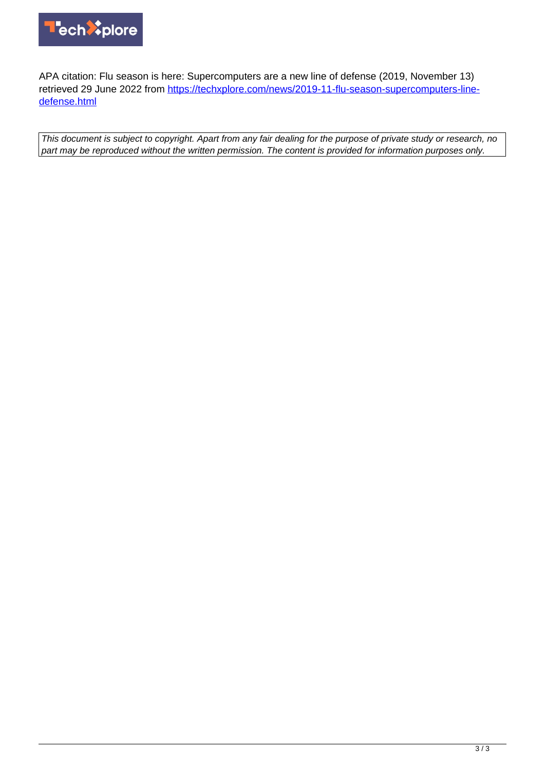APA citation: Flu season is here: Supercomputers are a new line of defense (2019, November 13) retrieved 29 June 2022 from https://techxplore.com/news/2019-11-flu-season-supercomputers-line-defense.html

*This document is subject to copyright. Apart from any fair dealing for the purpose of private study or research, no part may be reproduced without the written permission. The content is provided for information purposes only.*